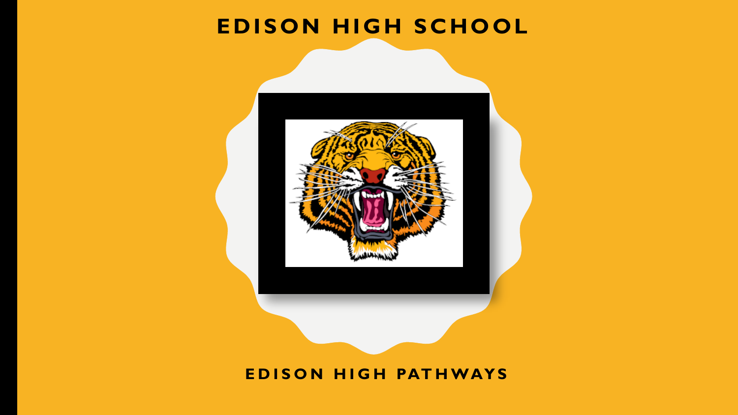# EDISON HIGH SCHOOL

## EDISON HIGH PATHWAYS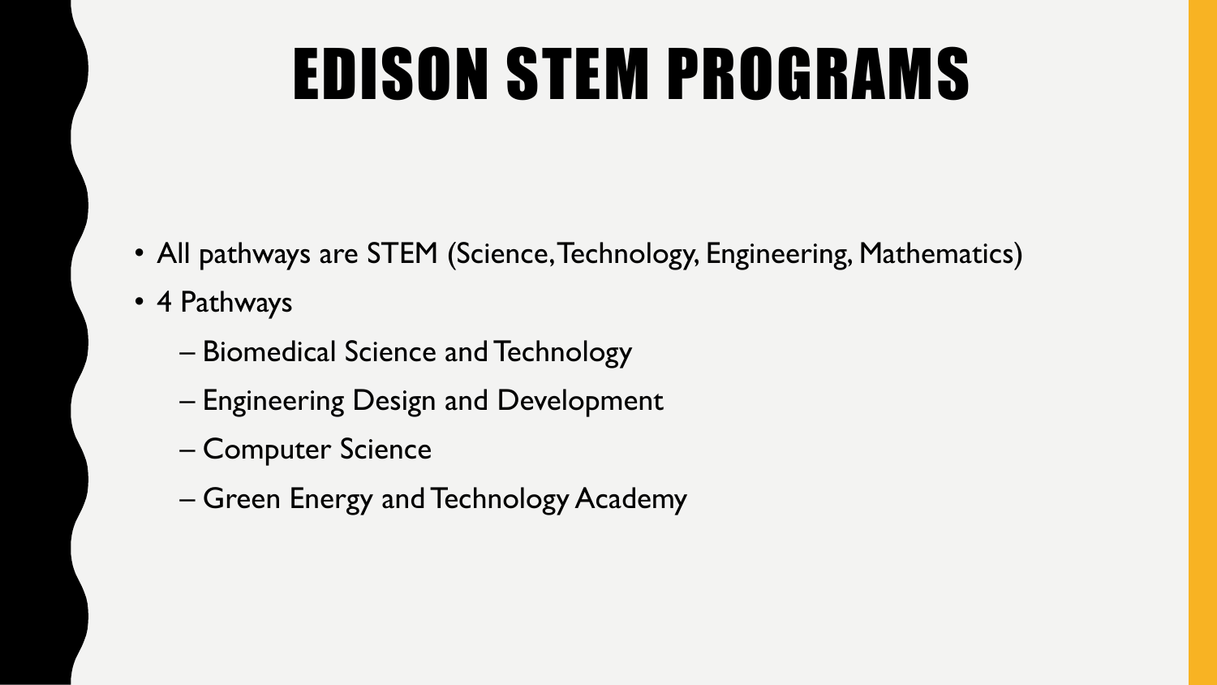# EDISON STEM PROGRAMS

- All pathways are STEM (Science, Technology, Engineering, Mathematics)
- 4 Pathways
  - Biomedical Science and Technology
  - Engineering Design and Development
  - Computer Science
  - Green Energy and Technology Academy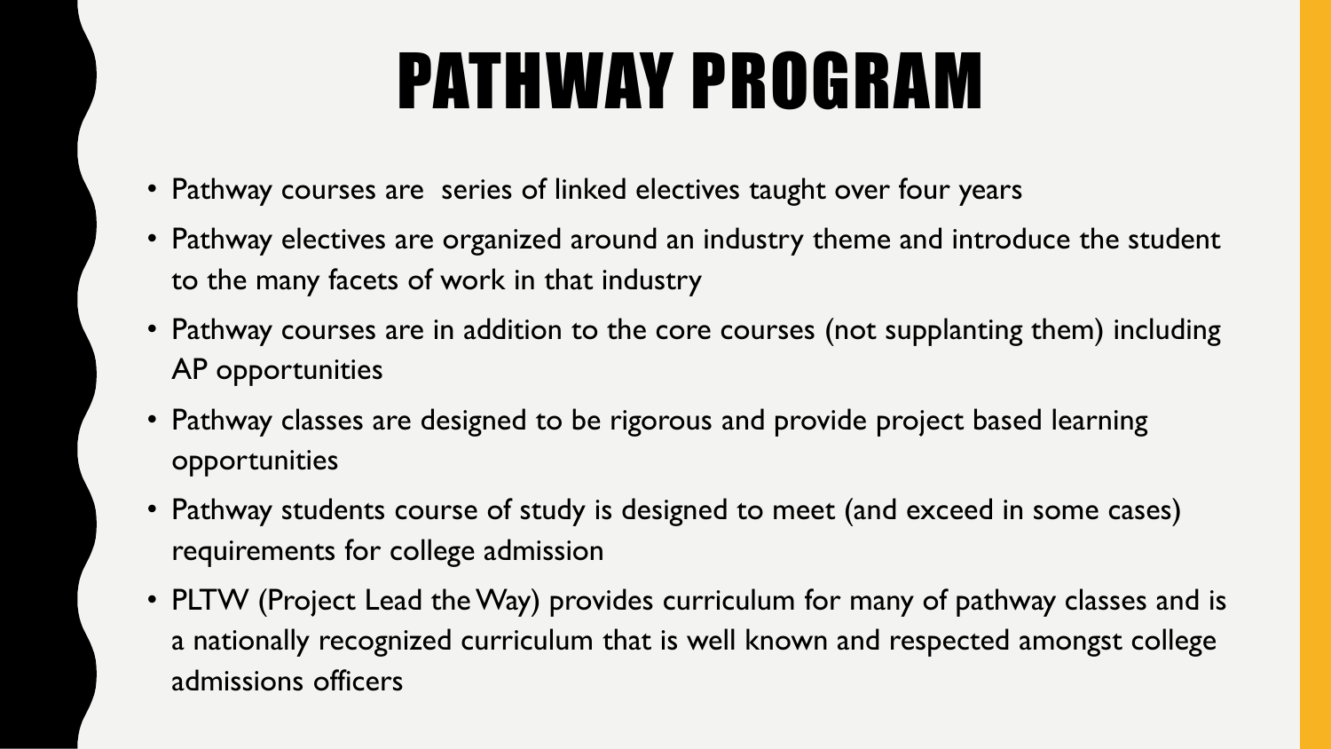# PATHWAY PROGRAM

- Pathway courses are  series of linked electives taught over four years
- Pathway electives are organized around an industry theme and introduce the student to the many facets of work in that industry
- Pathway courses are in addition to the core courses (not supplanting them) including AP opportunities
- Pathway classes are designed to be rigorous and provide project based learning opportunities
- Pathway students course of study is designed to meet (and exceed in some cases) requirements for college admission
- PLTW (Project Lead the Way) provides curriculum for many of pathway classes and is a nationally recognized curriculum that is well known and respected amongst college admissions officers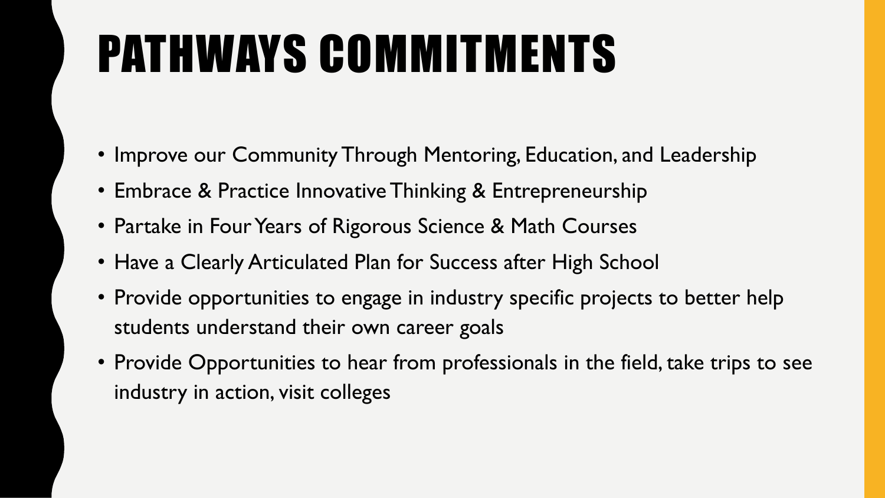# PATHWAYS COMMITMENTS

- Improve our Community Through Mentoring, Education, and Leadership
- Embrace & Practice Innovative Thinking & Entrepreneurship
- Partake in Four Years of Rigorous Science & Math Courses
- Have a Clearly Articulated Plan for Success after High School
- Provide opportunities to engage in industry specific projects to better help students understand their own career goals
- Provide Opportunities to hear from professionals in the field, take trips to see industry in action, visit colleges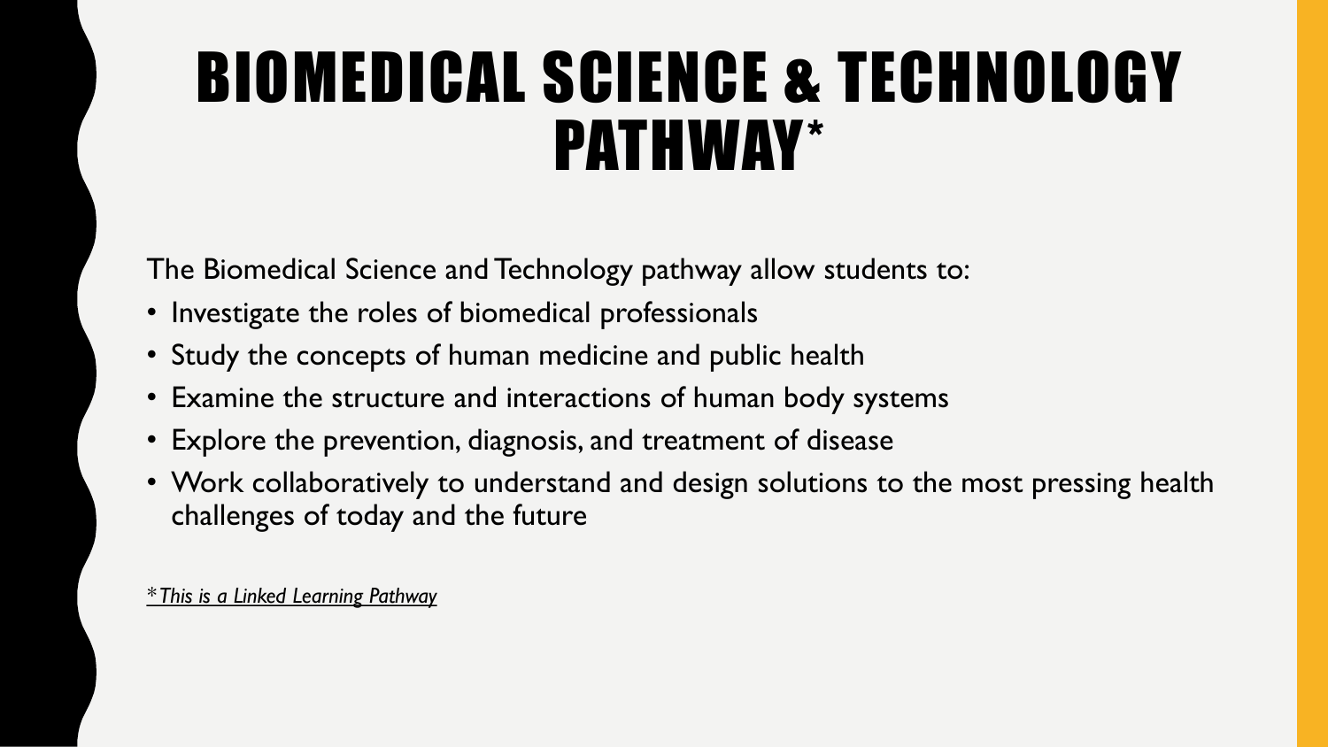# BIOMEDICAL SCIENCE & TECHNOLOGY PATHWAY*

The Biomedical Science and Technology pathway allow students to:

- Investigate the roles of biomedical professionals
- Study the concepts of human medicine and public health
- Examine the structure and interactions of human body systems
- Explore the prevention, diagnosis, and treatment of disease
- Work collaboratively to understand and design solutions to the most pressing health challenges of today and the future

*\*This is a Linked Learning Pathway*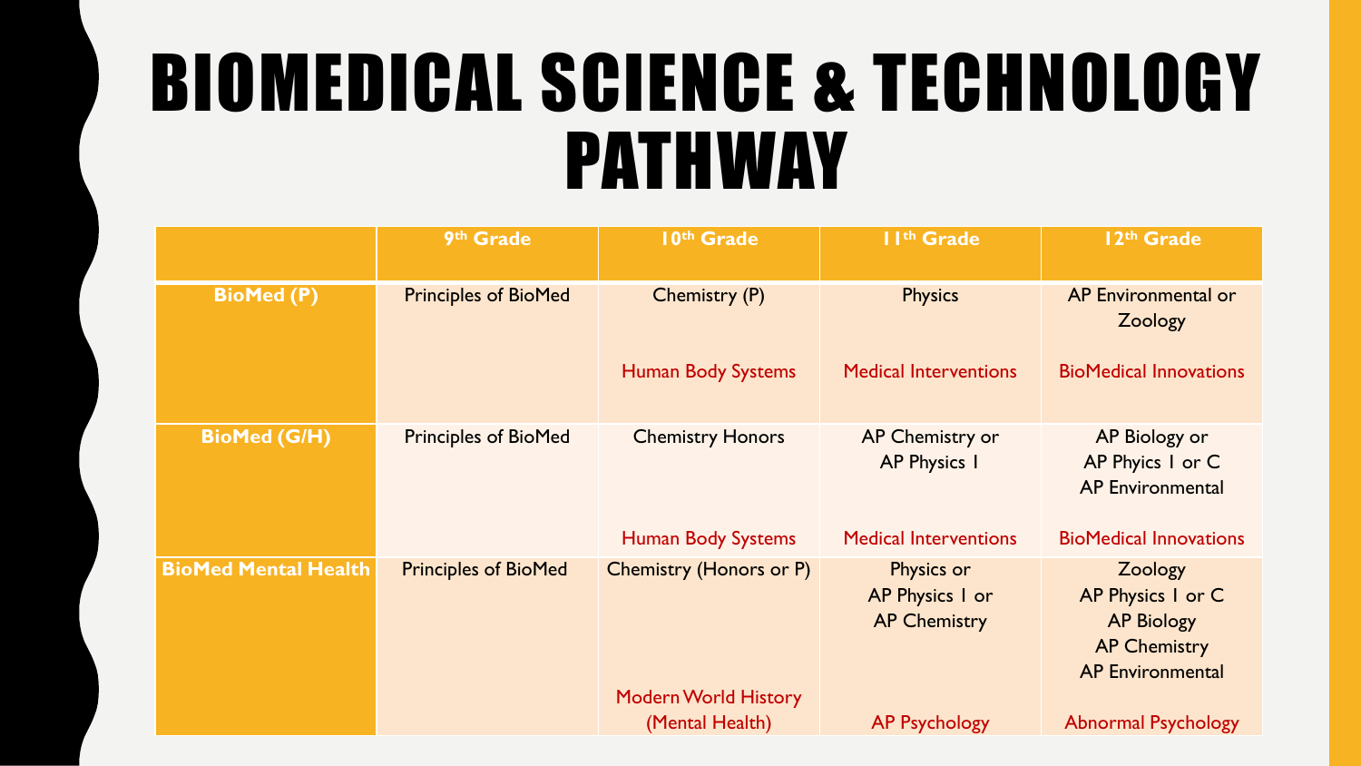# BIOMEDICAL SCIENCE & TECHNOLOGY PATHWAY

| | 9th Grade | 10th Grade | 11th Grade | 12th Grade |
|---|---|---|---|---|
| **BioMed (P)** | Principles of BioMed | Chemistry (P)<br><br>Human Body Systems | Physics<br><br>Medical Interventions | AP Environmental or Zoology<br><br>BioMedical Innovations |
| **BioMed (G/H)** | Principles of BioMed | Chemistry Honors<br><br>Human Body Systems | AP Chemistry or AP Physics I<br><br>Medical Interventions | AP Biology or AP Phyics I or C AP Environmental<br><br>BioMedical Innovations |
| **BioMed Mental Health** | Principles of BioMed | Chemistry (Honors or P)<br><br>Modern World History (Mental Health) | Physics or AP Physics I or AP Chemistry<br><br>AP Psychology | Zoology AP Physics I or C AP Biology AP Chemistry AP Environmental<br><br>Abnormal Psychology |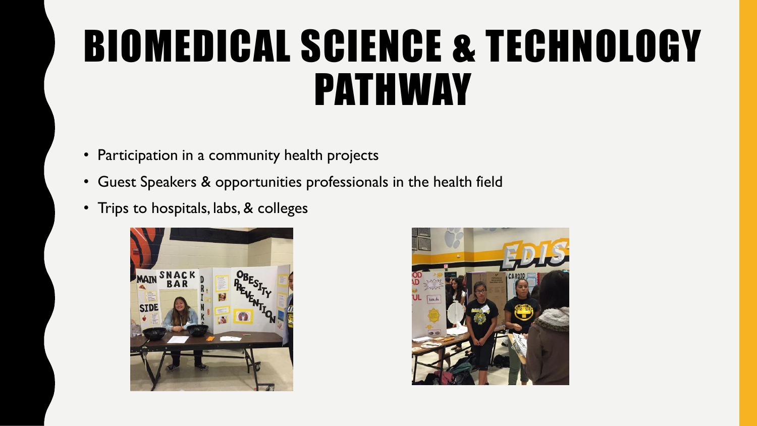# BIOMEDICAL SCIENCE & TECHNOLOGY PATHWAY

- Participation in a community health projects
- Guest Speakers & opportunities professionals in the health field
- Trips to hospitals, labs, & colleges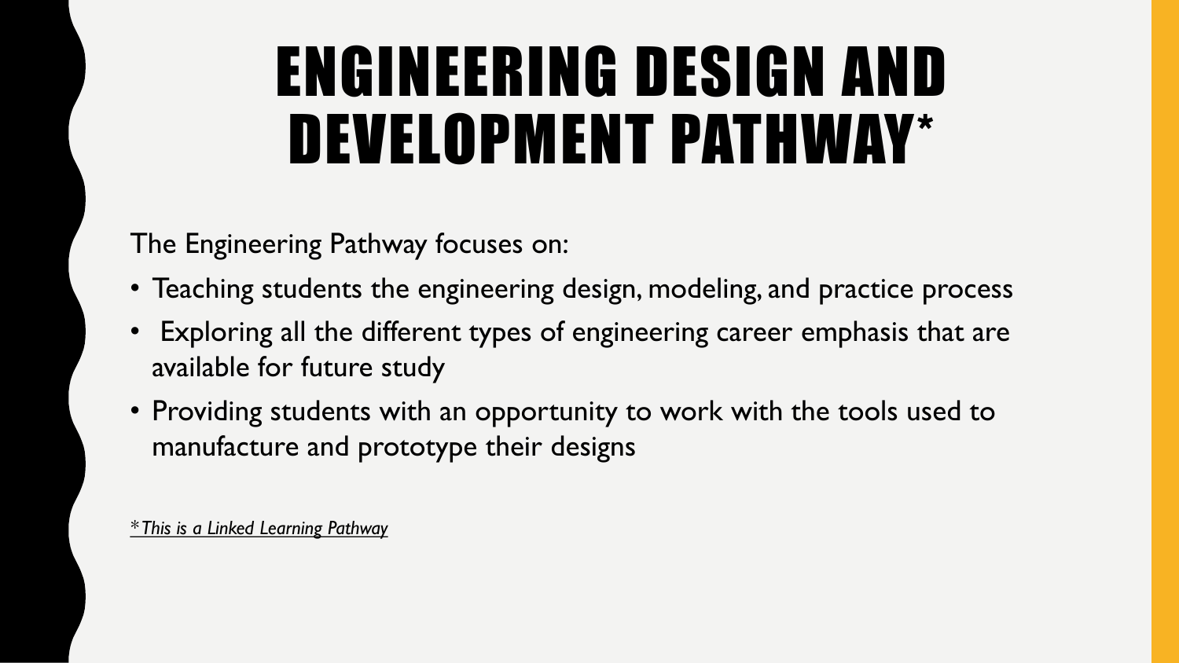# ENGINEERING DESIGN AND DEVELOPMENT PATHWAY*

The Engineering Pathway focuses on:

- Teaching students the engineering design, modeling, and practice process
- Exploring all the different types of engineering career emphasis that are available for future study
- Providing students with an opportunity to work with the tools used to manufacture and prototype their designs

*\*This is a Linked Learning Pathway*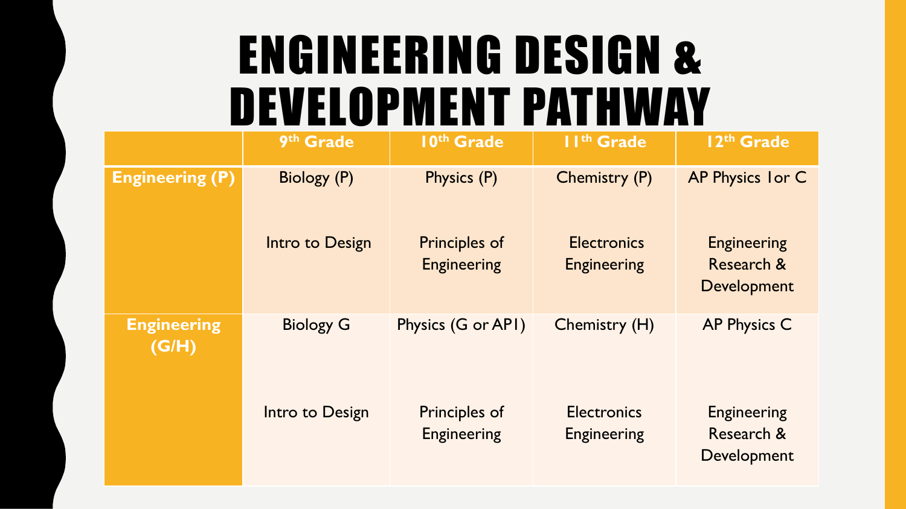# ENGINEERING DESIGN & DEVELOPMENT PATHWAY

| | 9th Grade | 10th Grade | 11th Grade | 12th Grade |
|---|---|---|---|---|
| **Engineering (P)** | Biology (P)<br><br>Intro to Design | Physics (P)<br><br>Principles of Engineering | Chemistry (P)<br><br>Electronics Engineering | AP Physics 1or C<br><br>Engineering Research & Development |
| **Engineering (G/H)** | Biology G<br><br>Intro to Design | Physics (G or AP1)<br><br>Principles of Engineering | Chemistry (H)<br><br>Electronics Engineering | AP Physics C<br><br>Engineering Research & Development |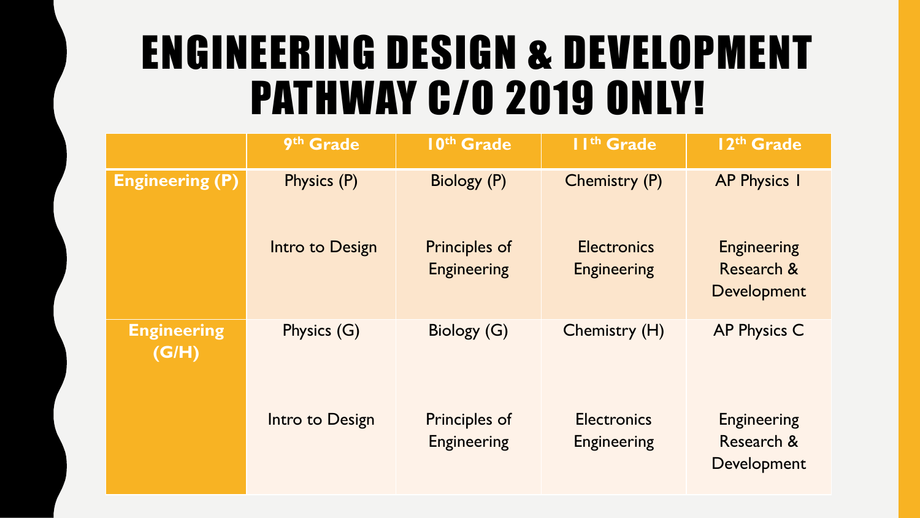# ENGINEERING DESIGN & DEVELOPMENT PATHWAY C/O 2019 ONLY!

| | 9th Grade | 10th Grade | 11th Grade | 12th Grade |
|---|---|---|---|---|
| **Engineering (P)** | Physics (P)<br><br>Intro to Design | Biology (P)<br><br>Principles of Engineering | Chemistry (P)<br><br>Electronics Engineering | AP Physics I<br><br>Engineering Research & Development |
| **Engineering (G/H)** | Physics (G)<br><br>Intro to Design | Biology (G)<br><br>Principles of Engineering | Chemistry (H)<br><br>Electronics Engineering | AP Physics C<br><br>Engineering Research & Development |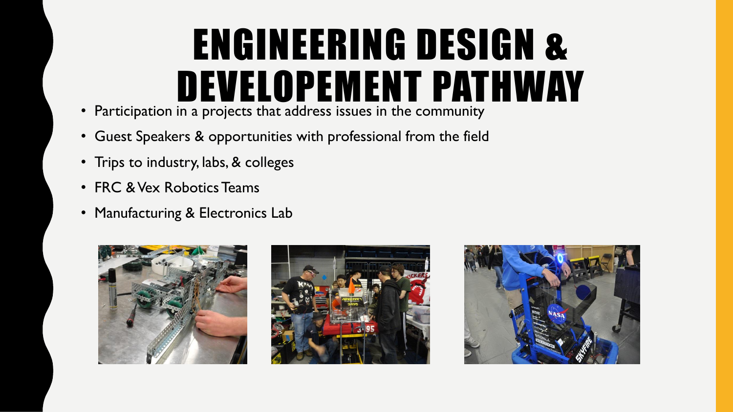# ENGINEERING DESIGN & DEVELOPEMENT PATHWAY

- Participation in a projects that address issues in the community
- Guest Speakers & opportunities with professional from the field
- Trips to industry, labs, & colleges
- FRC & Vex Robotics Teams
- Manufacturing & Electronics Lab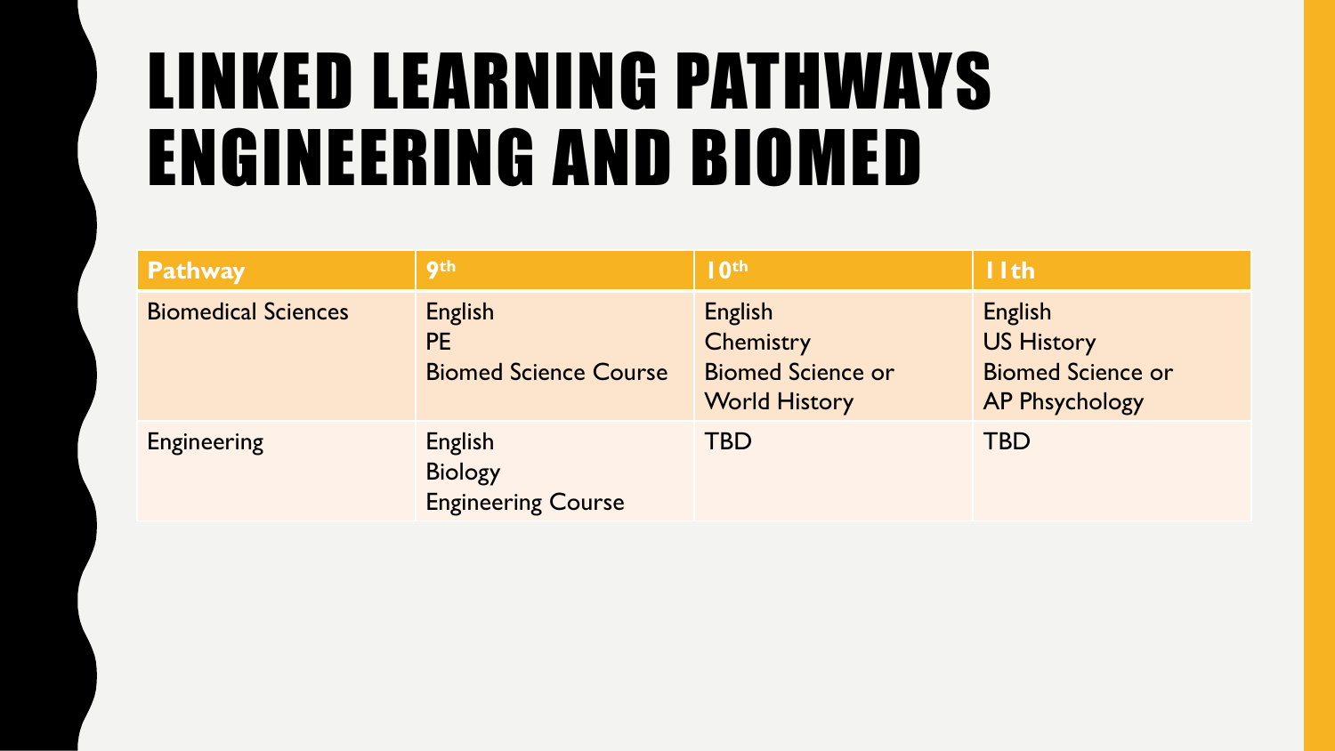# LINKED LEARNING PATHWAYS ENGINEERING AND BIOMED

| Pathway | 9th | 10th | 11th |
|---|---|---|---|
| Biomedical Sciences | English<br>PE<br>Biomed Science Course | English<br>Chemistry<br>Biomed Science or<br>World History | English<br>US History<br>Biomed Science or<br>AP Phsychology |
| Engineering | English<br>Biology<br>Engineering Course | TBD | TBD |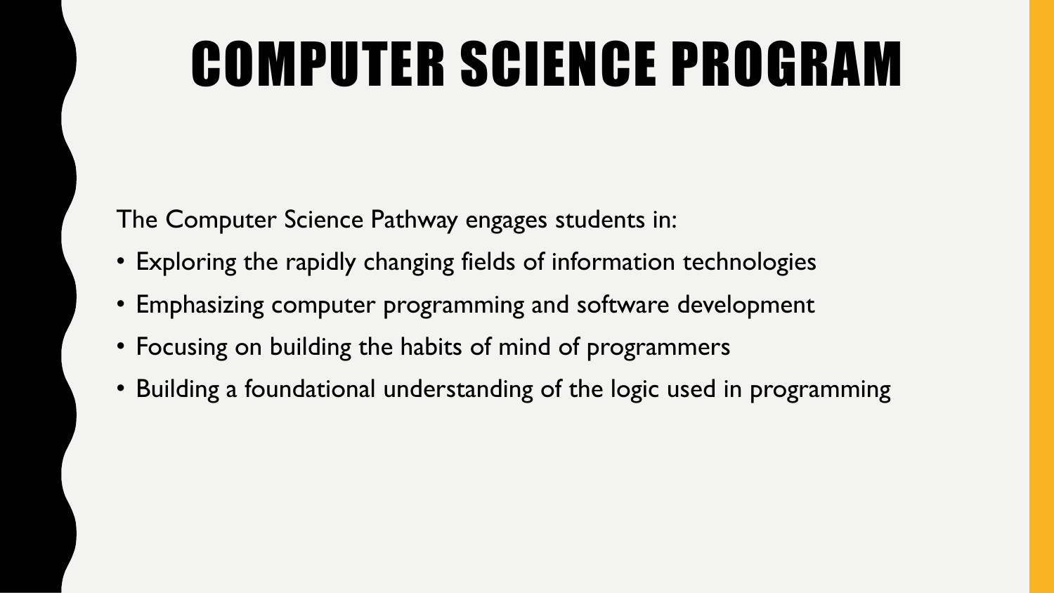# COMPUTER SCIENCE PROGRAM

The Computer Science Pathway engages students in:

- Exploring the rapidly changing fields of information technologies
- Emphasizing computer programming and software development
- Focusing on building the habits of mind of programmers
- Building a foundational understanding of the logic used in programming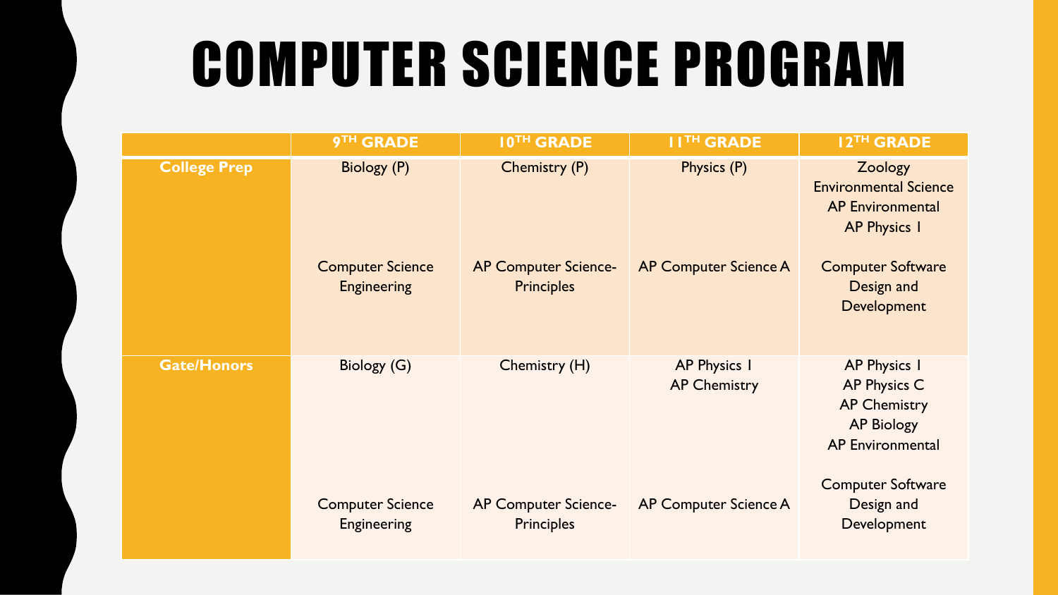# COMPUTER SCIENCE PROGRAM

| | $9^{TH}$ GRADE | $10^{TH}$ GRADE | $11^{TH}$ GRADE | $12^{TH}$ GRADE |
|---|---|---|---|---|
| **College Prep** | Biology (P) | Chemistry (P) | Physics (P) | Zoology<br>Environmental Science<br>AP Environmental<br>AP Physics I |
| | Computer Science Engineering | AP Computer Science-Principles | AP Computer Science A | Computer Software Design and Development |
| **Gate/Honors** | Biology (G) | Chemistry (H) | AP Physics I<br>AP Chemistry | AP Physics I<br>AP Physics C<br>AP Chemistry<br>AP Biology<br>AP Environmental |
| | Computer Science Engineering | AP Computer Science-Principles | AP Computer Science A | Computer Software Design and Development |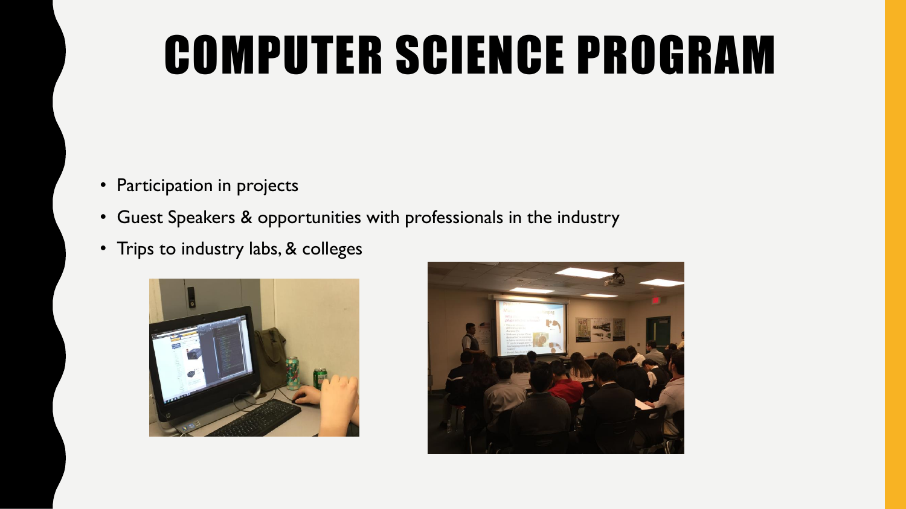# COMPUTER SCIENCE PROGRAM

- Participation in projects
- Guest Speakers & opportunities with professionals in the industry
- Trips to industry labs, & colleges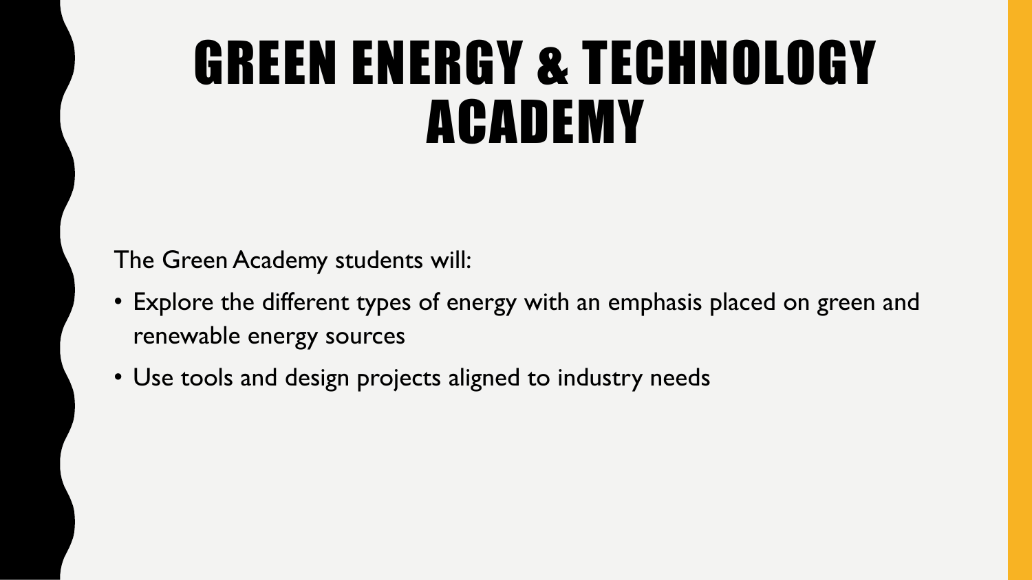# GREEN ENERGY & TECHNOLOGY ACADEMY

The Green Academy students will:

- Explore the different types of energy with an emphasis placed on green and renewable energy sources
- Use tools and design projects aligned to industry needs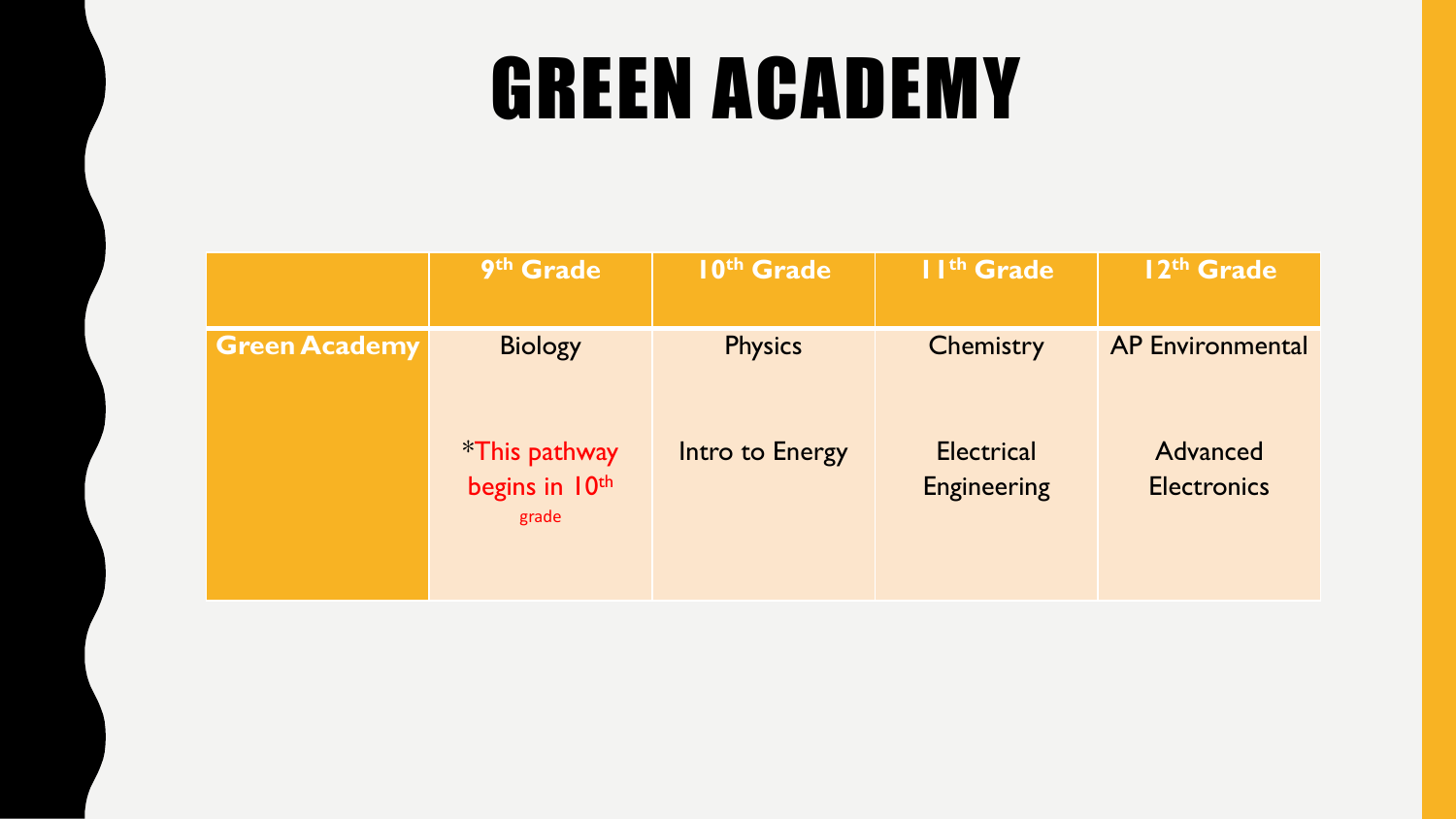# GREEN ACADEMY

| | 9th Grade | 10th Grade | 11th Grade | 12th Grade |
|---|---|---|---|---|
| **Green Academy** | Biology<br><br>*This pathway begins in 10th grade | Physics<br><br>Intro to Energy | Chemistry<br><br>Electrical Engineering | AP Environmental<br><br>Advanced Electronics |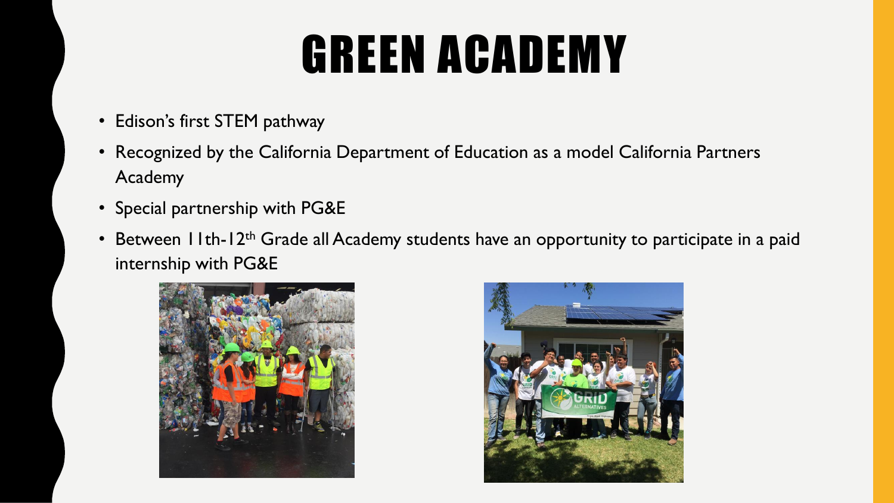# GREEN ACADEMY

- Edison's first STEM pathway
- Recognized by the California Department of Education as a model California Partners Academy
- Special partnership with PG&E
- Between 11th-12th Grade all Academy students have an opportunity to participate in a paid internship with PG&E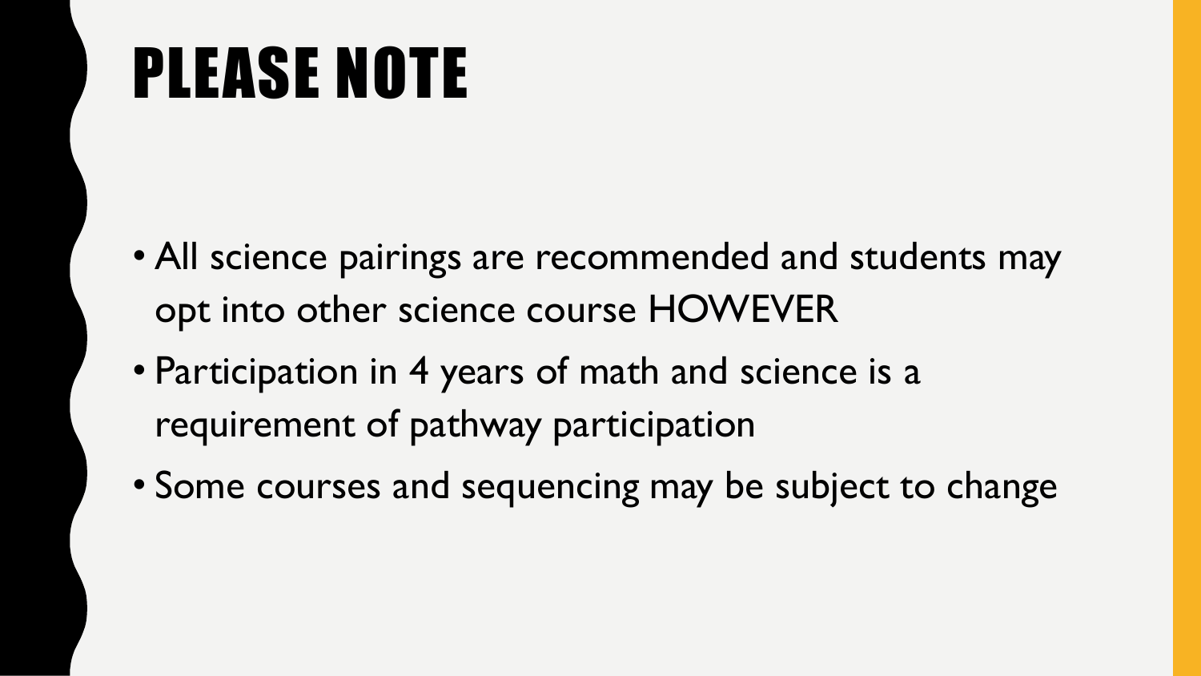# PLEASE NOTE

- All science pairings are recommended and students may opt into other science course HOWEVER
- Participation in 4 years of math and science is a requirement of pathway participation
- Some courses and sequencing may be subject to change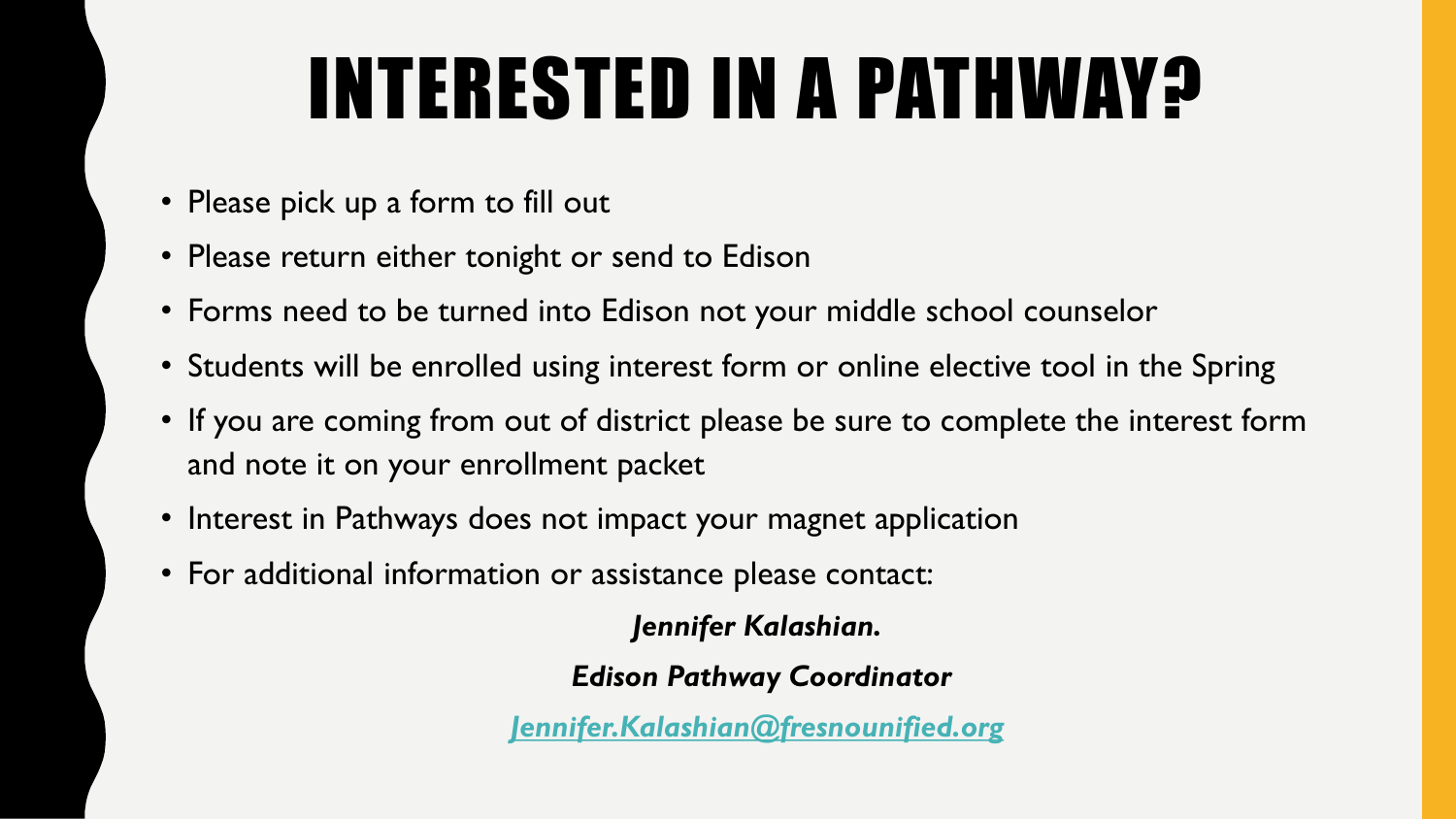# INTERESTED IN A PATHWAY?

- Please pick up a form to fill out
- Please return either tonight or send to Edison
- Forms need to be turned into Edison not your middle school counselor
- Students will be enrolled using interest form or online elective tool in the Spring
- If you are coming from out of district please be sure to complete the interest form and note it on your enrollment packet
- Interest in Pathways does not impact your magnet application
- For additional information or assistance please contact:

***Jennifer Kalashian.***

***Edison Pathway Coordinator***

***Jennifer.Kalashian@fresnounified.org***